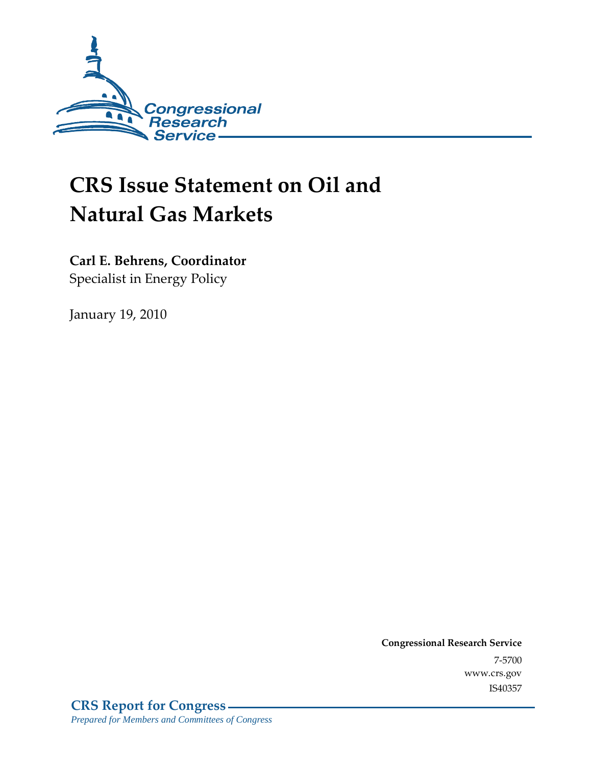Congressional Research Service

# CRS Issue Statement on Oil and Natural Gas Markets

**Carl E. Behrens, Coordinator**
Specialist in Energy Policy

January 19, 2010

**Congressional Research Service**
7-5700
www.crs.gov
IS40357

**CRS Report for Congress**
*Prepared for Members and Committees of Congress*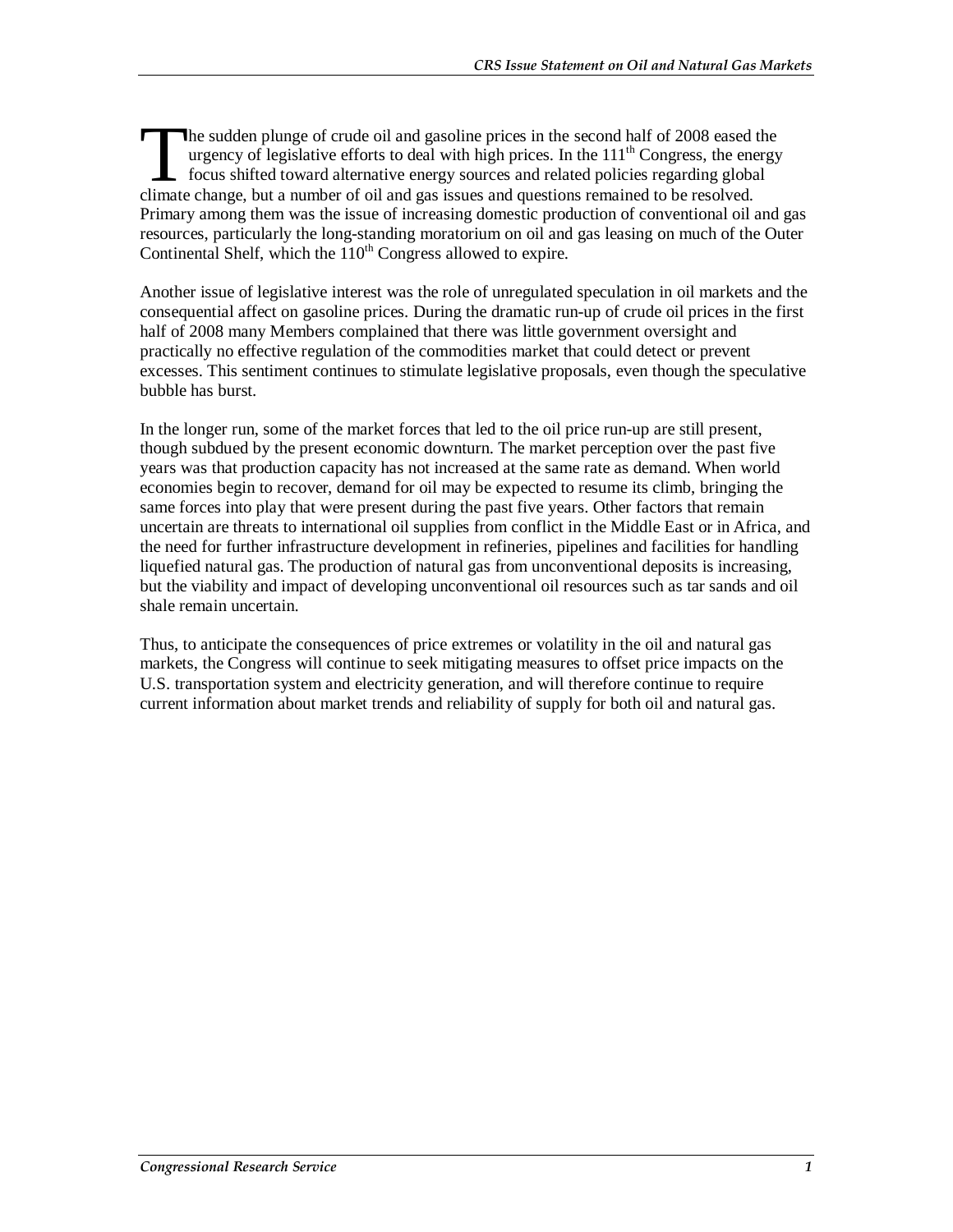The sudden plunge of crude oil and gasoline prices in the second half of 2008 eased the urgency of legislative efforts to deal with high prices. In the 111th Congress, the energy focus shifted toward alternative energy sources and related policies regarding global climate change, but a number of oil and gas issues and questions remained to be resolved. Primary among them was the issue of increasing domestic production of conventional oil and gas resources, particularly the long-standing moratorium on oil and gas leasing on much of the Outer Continental Shelf, which the 110th Congress allowed to expire.

Another issue of legislative interest was the role of unregulated speculation in oil markets and the consequential affect on gasoline prices. During the dramatic run-up of crude oil prices in the first half of 2008 many Members complained that there was little government oversight and practically no effective regulation of the commodities market that could detect or prevent excesses. This sentiment continues to stimulate legislative proposals, even though the speculative bubble has burst.

In the longer run, some of the market forces that led to the oil price run-up are still present, though subdued by the present economic downturn. The market perception over the past five years was that production capacity has not increased at the same rate as demand. When world economies begin to recover, demand for oil may be expected to resume its climb, bringing the same forces into play that were present during the past five years. Other factors that remain uncertain are threats to international oil supplies from conflict in the Middle East or in Africa, and the need for further infrastructure development in refineries, pipelines and facilities for handling liquefied natural gas. The production of natural gas from unconventional deposits is increasing, but the viability and impact of developing unconventional oil resources such as tar sands and oil shale remain uncertain.

Thus, to anticipate the consequences of price extremes or volatility in the oil and natural gas markets, the Congress will continue to seek mitigating measures to offset price impacts on the U.S. transportation system and electricity generation, and will therefore continue to require current information about market trends and reliability of supply for both oil and natural gas.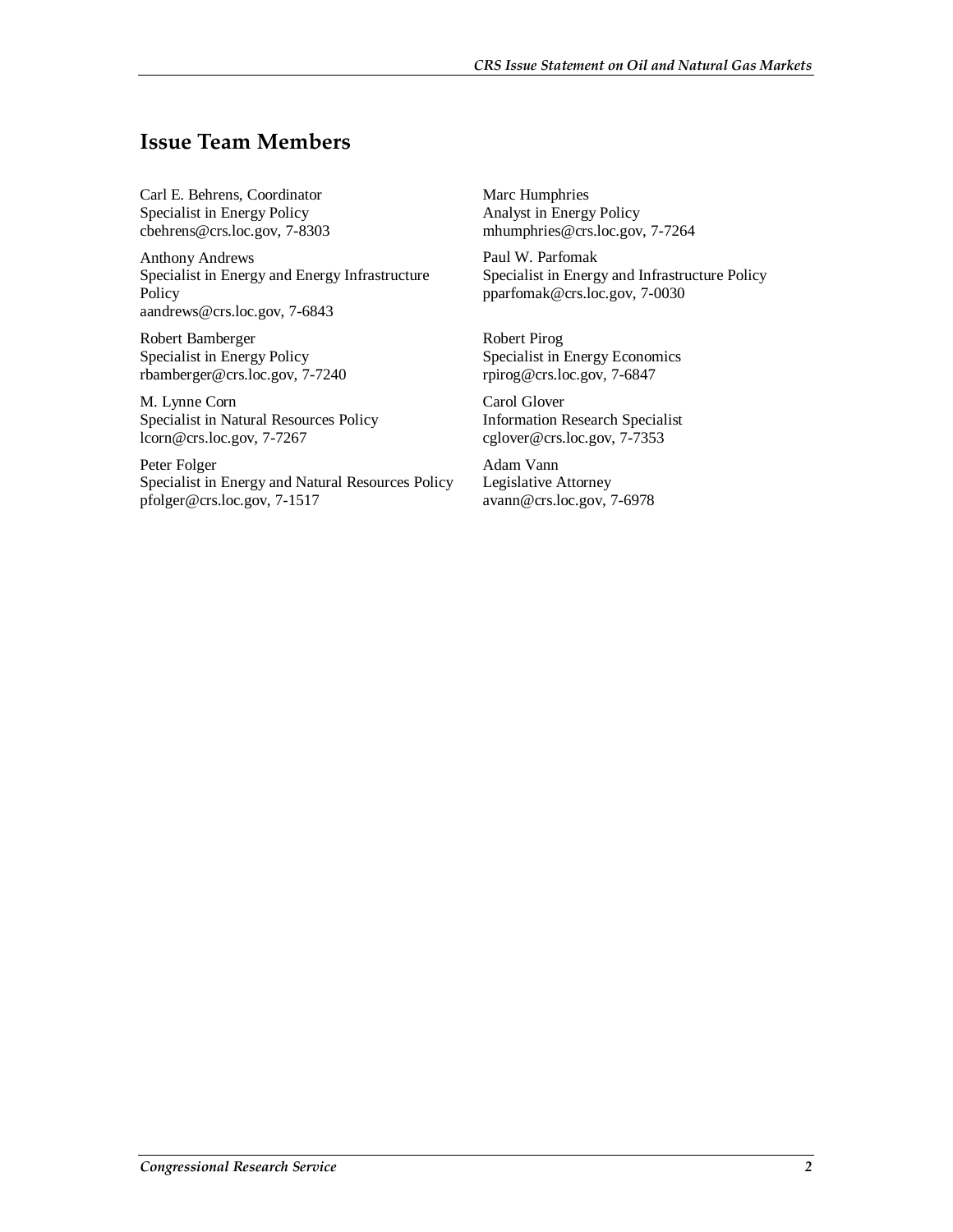## Issue Team Members

Carl E. Behrens, Coordinator
Specialist in Energy Policy
cbehrens@crs.loc.gov, 7-8303

Anthony Andrews
Specialist in Energy and Energy Infrastructure Policy
aandrews@crs.loc.gov, 7-6843

Robert Bamberger
Specialist in Energy Policy
rbamberger@crs.loc.gov, 7-7240

M. Lynne Corn
Specialist in Natural Resources Policy
lcorn@crs.loc.gov, 7-7267

Peter Folger
Specialist in Energy and Natural Resources Policy
pfolger@crs.loc.gov, 7-1517

Marc Humphries
Analyst in Energy Policy
mhumphries@crs.loc.gov, 7-7264

Paul W. Parfomak
Specialist in Energy and Infrastructure Policy
pparfomak@crs.loc.gov, 7-0030

Robert Pirog
Specialist in Energy Economics
rpirog@crs.loc.gov, 7-6847

Carol Glover
Information Research Specialist
cglover@crs.loc.gov, 7-7353

Adam Vann
Legislative Attorney
avann@crs.loc.gov, 7-6978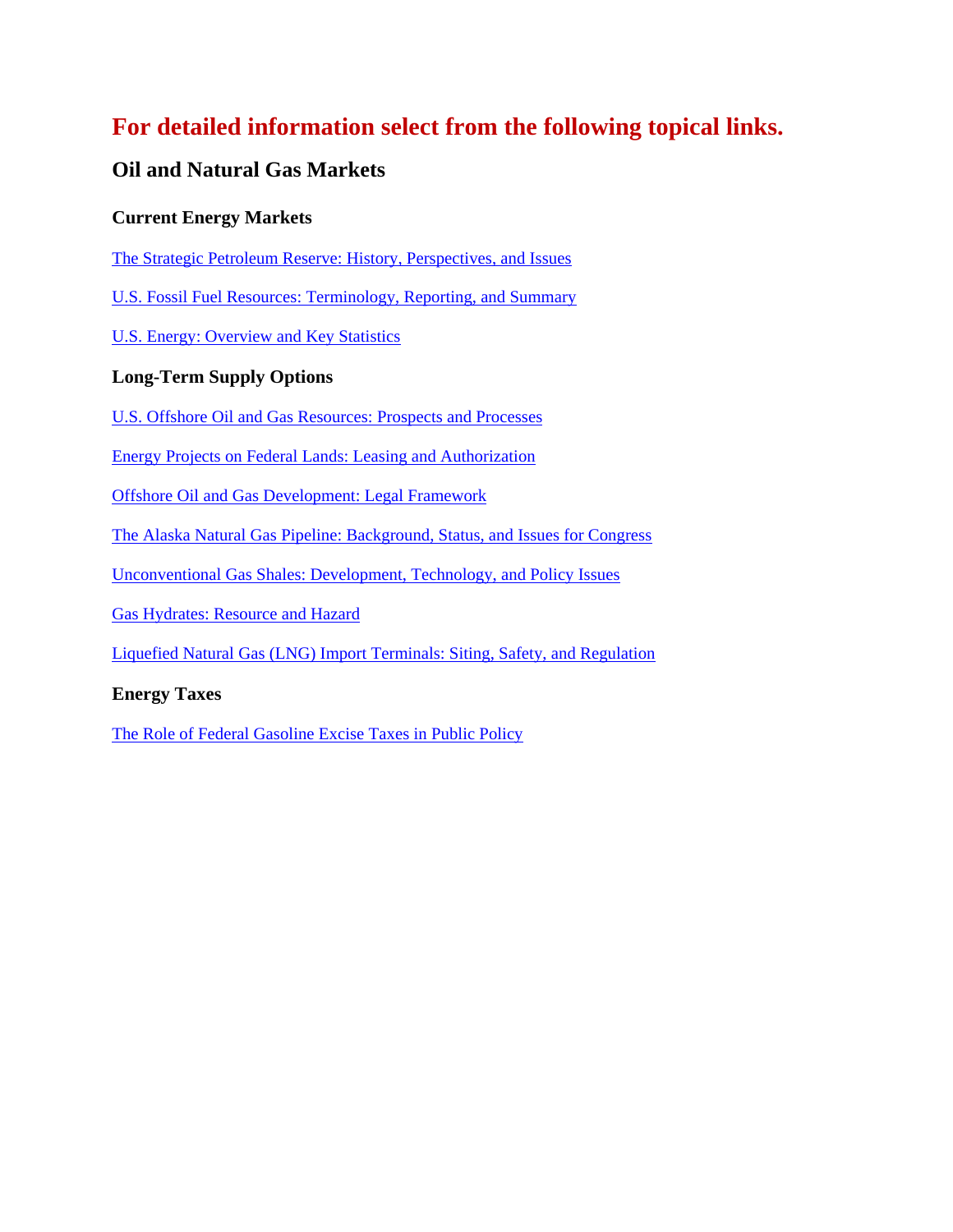# For detailed information select from the following topical links.

## Oil and Natural Gas Markets

### Current Energy Markets

The Strategic Petroleum Reserve: History, Perspectives, and Issues

U.S. Fossil Fuel Resources: Terminology, Reporting, and Summary

U.S. Energy: Overview and Key Statistics

### Long-Term Supply Options

U.S. Offshore Oil and Gas Resources: Prospects and Processes

Energy Projects on Federal Lands: Leasing and Authorization

Offshore Oil and Gas Development: Legal Framework

The Alaska Natural Gas Pipeline: Background, Status, and Issues for Congress

Unconventional Gas Shales: Development, Technology, and Policy Issues

Gas Hydrates: Resource and Hazard

Liquefied Natural Gas (LNG) Import Terminals: Siting, Safety, and Regulation

### Energy Taxes

The Role of Federal Gasoline Excise Taxes in Public Policy